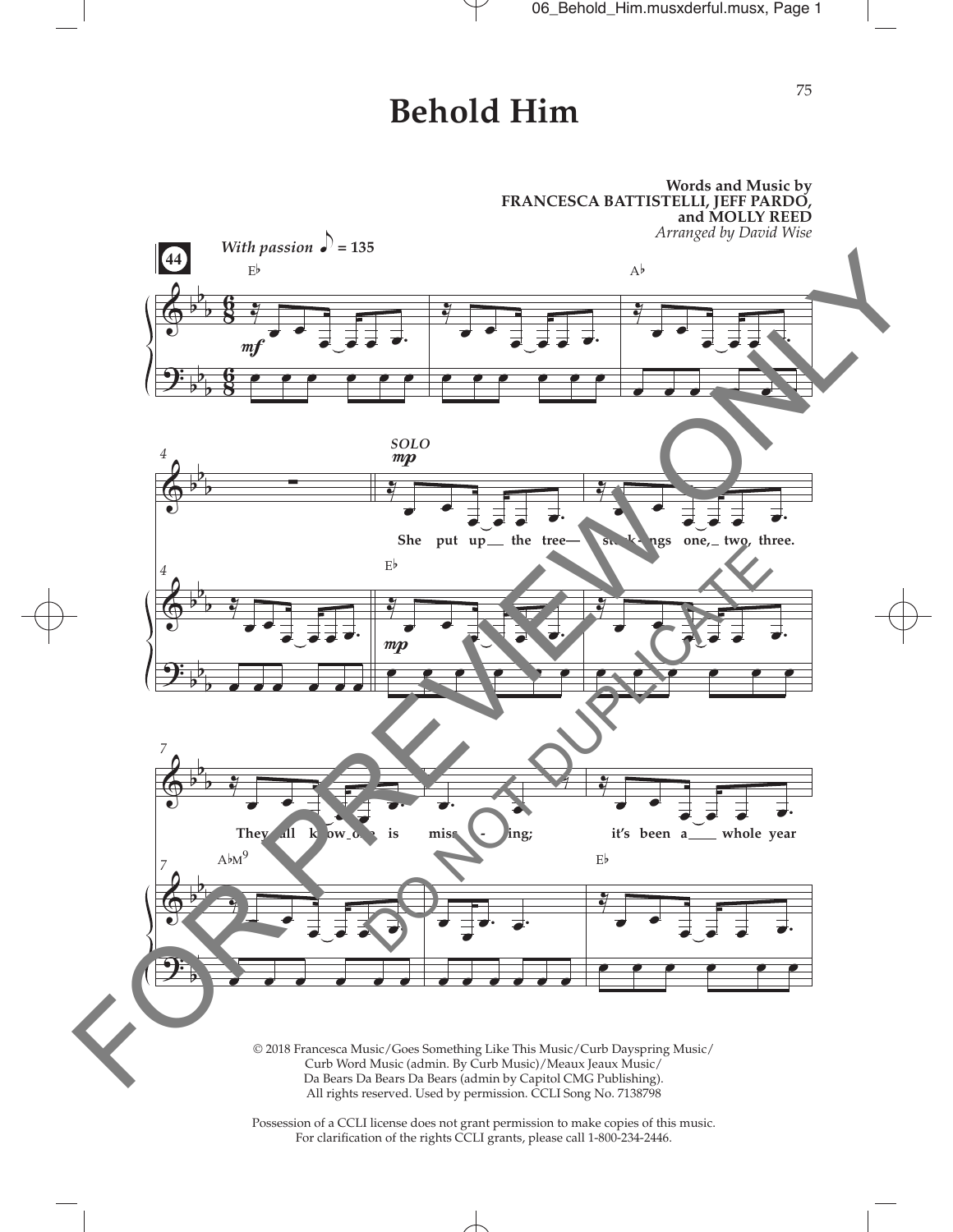# Behold Him

**Words and Music by**
**FRANCESCA BATTISTELLI, JEFF PARDO, and MOLLY REED**
*Arranged by David Wise*

*With passion* ♪ = 135

SOLO

She put up the tree— stockings one, two, three.

They all know one is missing; it's been a whole year

© 2018 Francesca Music/Goes Something Like This Music/Curb Dayspring Music/
Curb Word Music (admin. By Curb Music)/Meaux Jeaux Music/
Da Bears Da Bears Da Bears (admin by Capitol CMG Publishing).
All rights reserved. Used by permission. CCLI Song No. 7138798

Possession of a CCLI license does not grant permission to make copies of this music.
For clarification of the rights CCLI grants, please call 1-800-234-2446.

FOR PREVIEW ONLY
DO NOT DUPLICATE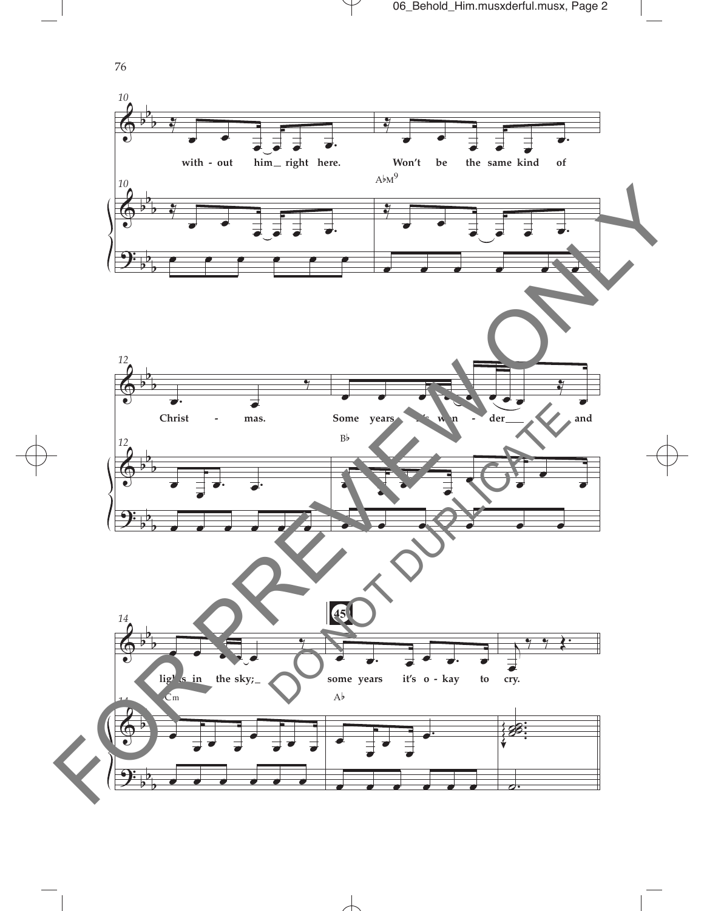10

with - out him_ right here. Won't be the same kind of

A♭M9

12

Christ - mas. Some years it's won - der___ and

B♭

14

45

lights in the sky;_ some years it's o - kay to cry.

Cm A♭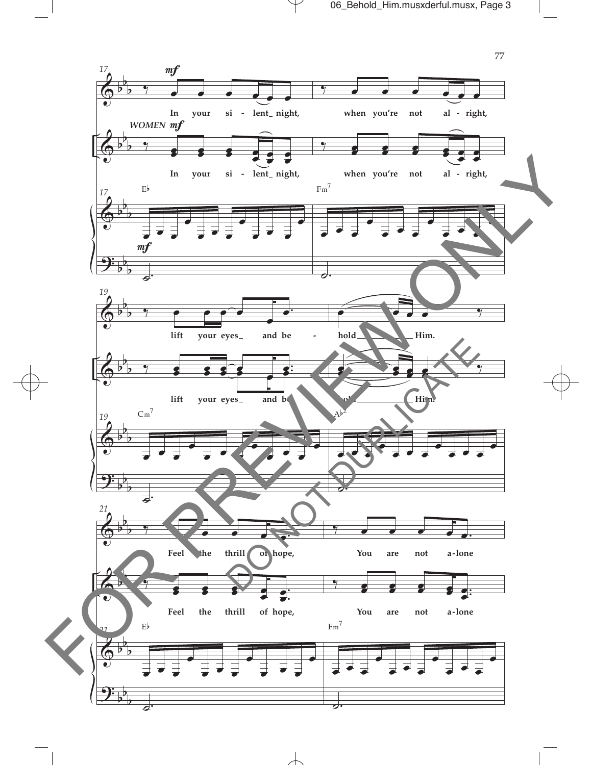mf

In your si - lent_ night, when you're not al - right,

WOMEN mf

In your si - lent_ night, when you're not al - right,

E♭ Fm7

mf

lift your eyes_ and be - hold_ Him.

lift your eyes_ and be - hold_ Him.

Cm7 A♭2

Feel the thrill of hope, You are not a-lone

Feel the thrill of hope, You are not a-lone

E♭ Fm7

FOR PREVIEW ONLY

DO NOT DUPLICATE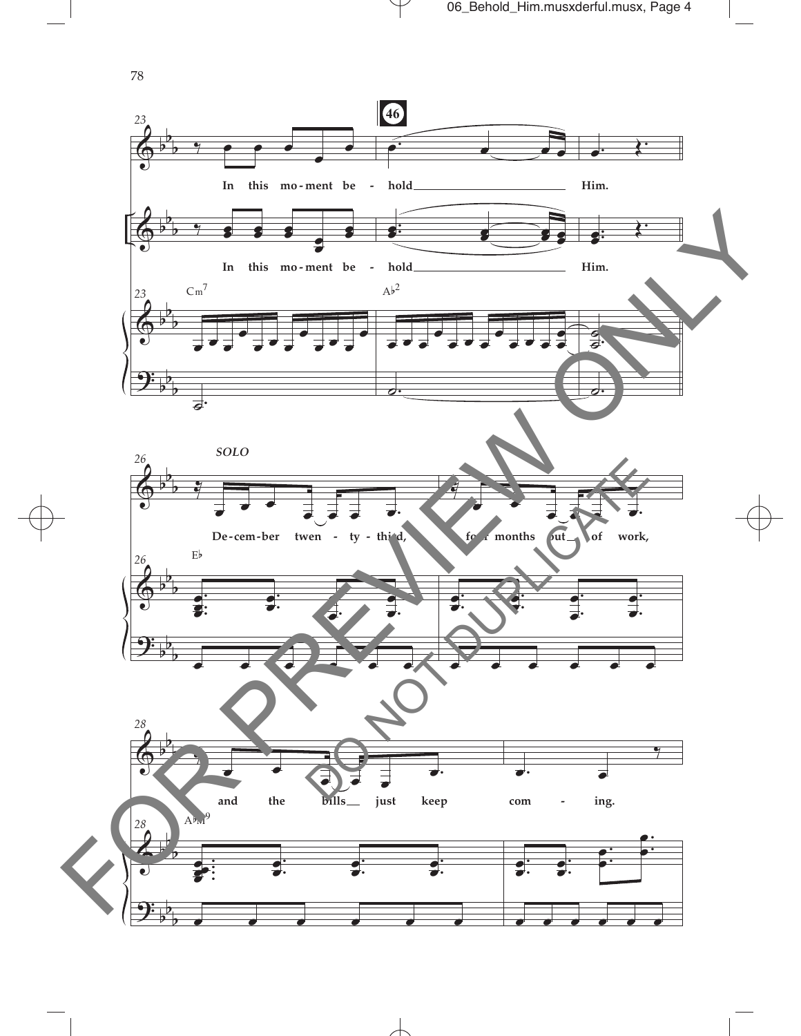46

In this moment behold Him.

In this moment behold Him.

Cm7 A♭2

SOLO

December twenty-third, four months out of work,

E♭

and the bills just keep coming.

A♭M9

FOR PREVIEW ONLY

DO NOT DUPLICATE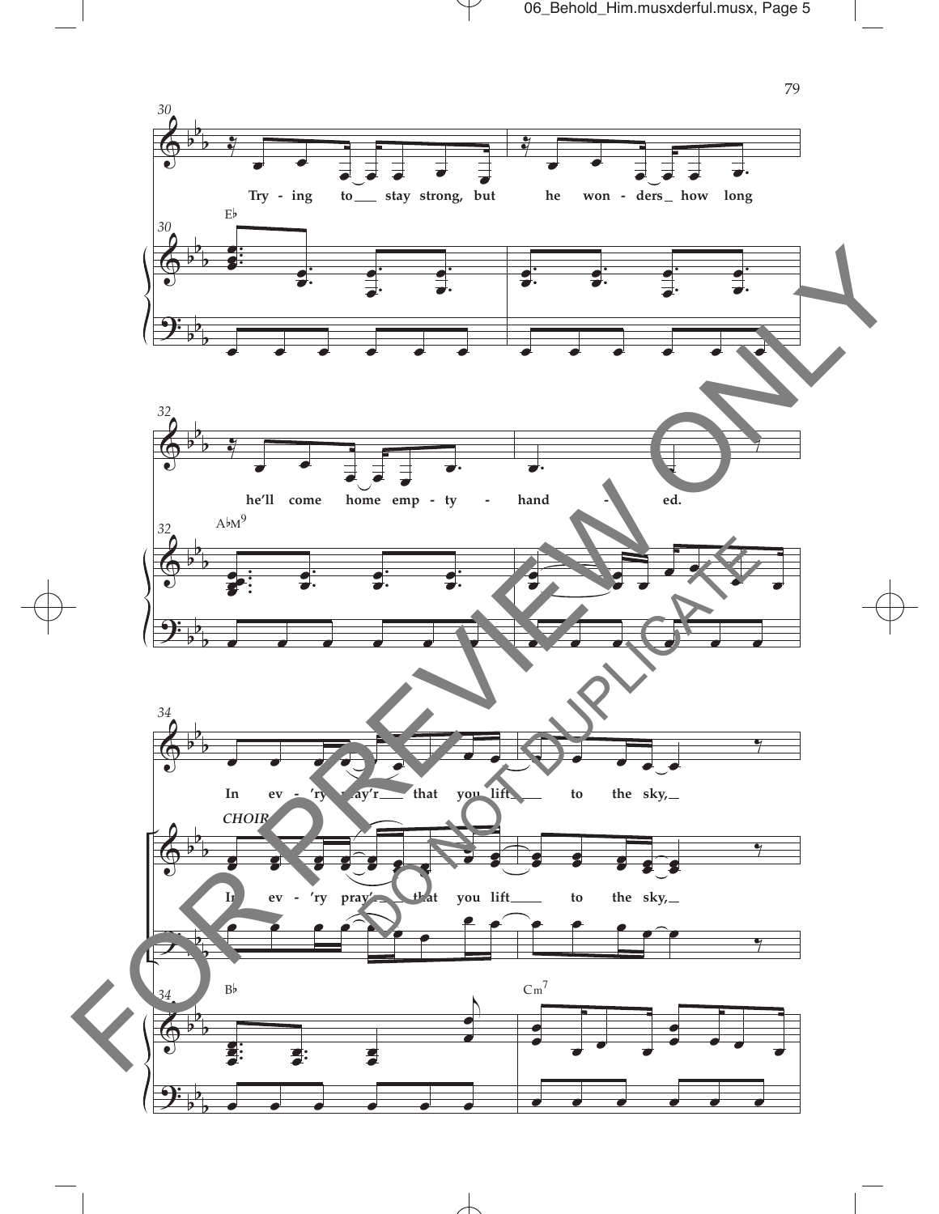30

Try - ing to stay strong, but he won - ders how long

E♭

32

he'll come home emp - ty - hand - ed.

A♭M9

34

In ev - 'ry pray'r that you lift to the sky,

*CHOIR*

In ev - 'ry pray'r that you lift to the sky,

B♭

Cm7

FOR PREVIEW ONLY

DO NOT DUPLICATE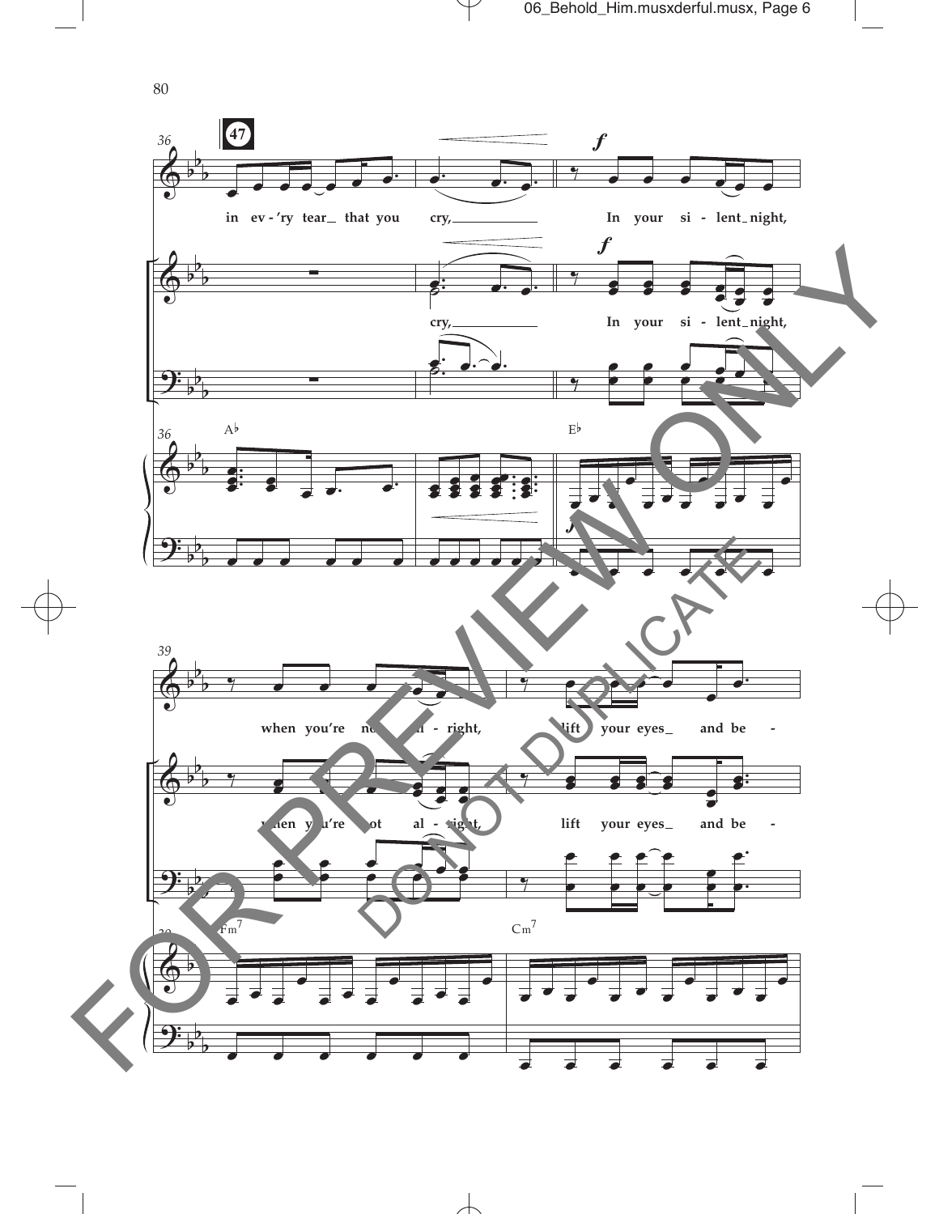47

in ev-'ry tear_ that you cry,_ In your si-lent_night,

cry,_ In your si-lent_night,

A♭ E♭

when you're not al-right, lift your eyes_ and be-

when you're not al-right, lift your eyes_ and be-

Fm7 Cm7

FOR PREVIEW ONLY

DO NOT DUPLICATE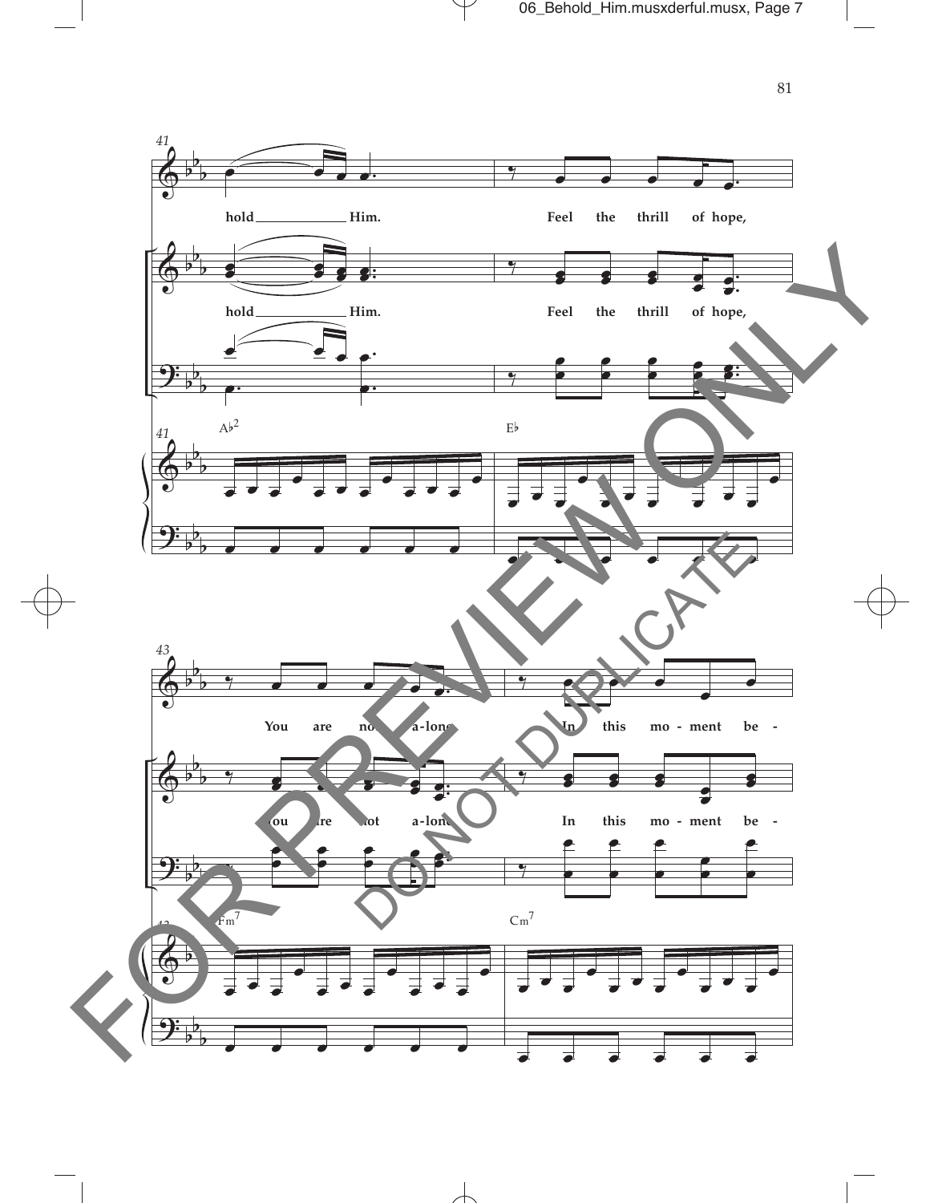41

hold Him. Feel the thrill of hope,

hold Him. Feel the thrill of hope,

A♭2 E♭

43

You are not a-lone In this mo - ment be -

You are not a-lone In this mo - ment be -

Fm7 Cm7

FOR PREVIEW ONLY

DO NOT DUPLICATE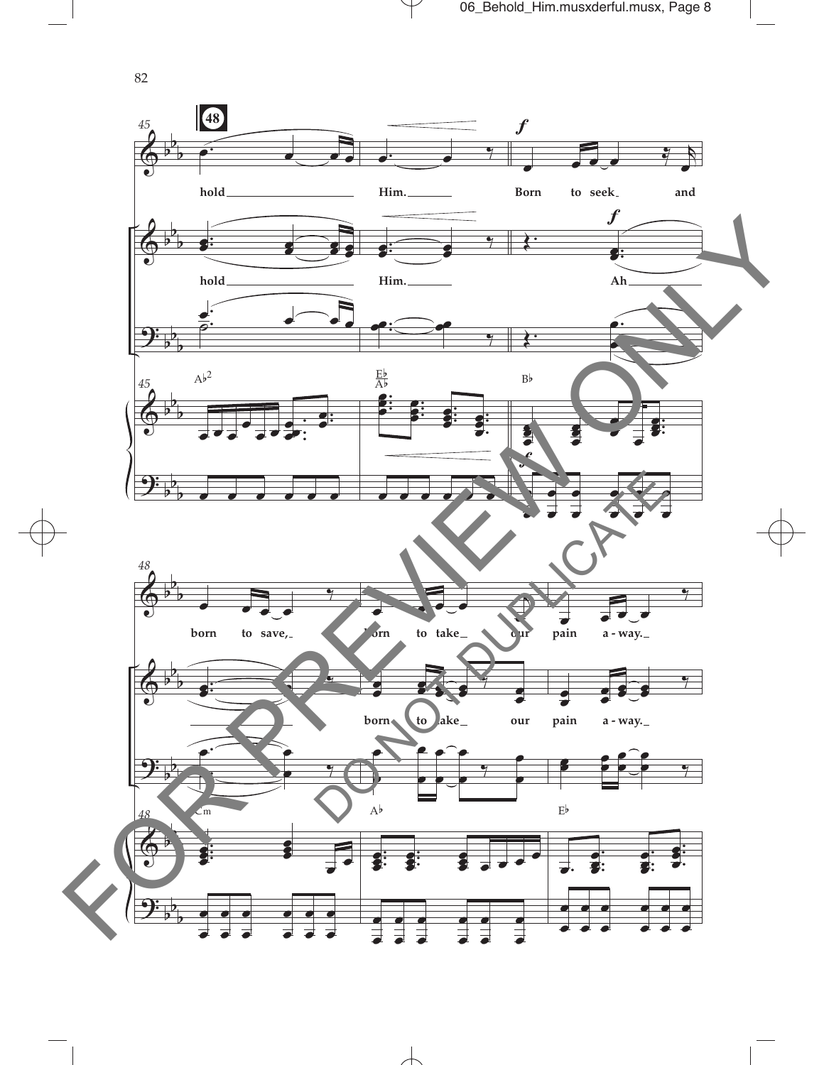45

48

hold Him. Born to seek and

hold Him. Ah

A♭2

E♭/A♭

B♭

*f*

48

born to save, born to take our pain a - way.

born to take our pain a - way.

Cm

A♭

E♭

FOR PREVIEW ONLY

DO NOT DUPLICATE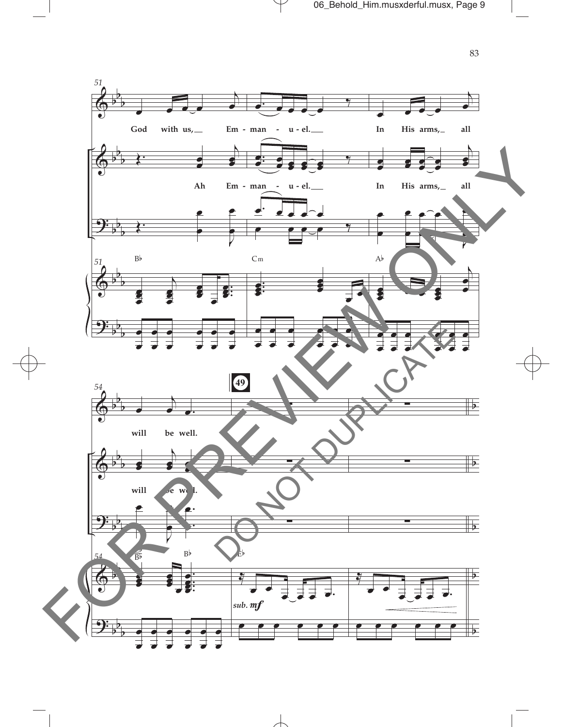51

God with us, Em - man - u - el. In His arms, all

Ah Em - man - u - el. In His arms, all

B♭ Cm A♭

54

49

will be well.

will be well.

E♭/B♭ B♭ E♭

*sub.* ***mf***

FOR PREVIEW ONLY

DO NOT DUPLICATE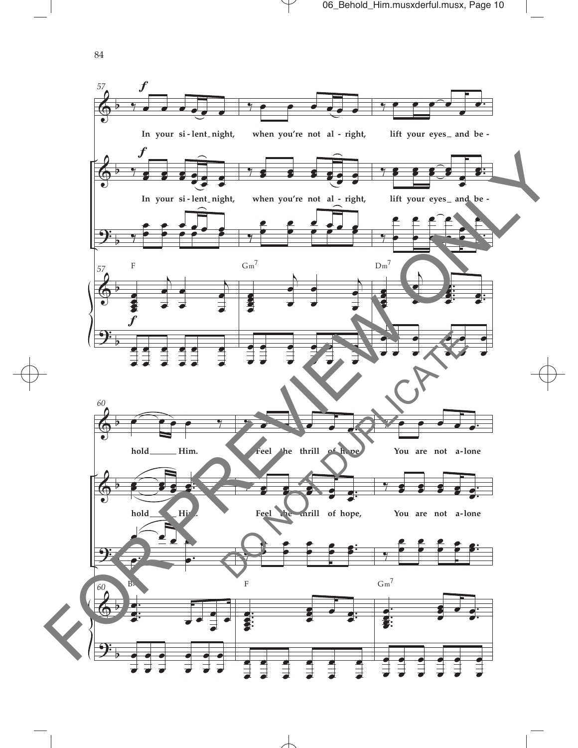In your si - lent night, when you're not al - right, lift your eyes and be -

In your si - lent night, when you're not al - right, lift your eyes and be -

F Gm7 Dm7

hold Him. Feel the thrill of hope, You are not a - lone

hold Him. Feel the thrill of hope, You are not a - lone

B♭ F Gm7

FOR PREVIEW ONLY

DO NOT DUPLICATE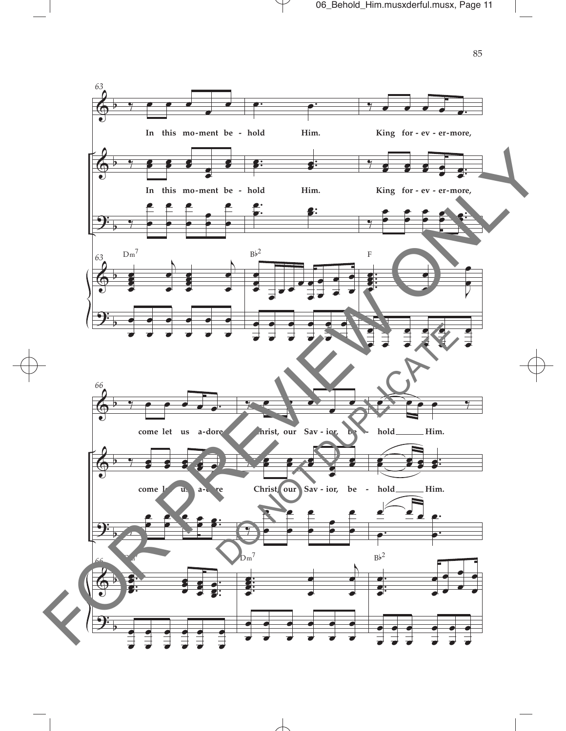63

In this mo-ment be - hold Him. King for - ev - er-more,

In this mo-ment be - hold Him. King for - ev - er-more,

Dm7 B♭2 F

66

come let us a-dore Christ, our Sav - ior, be - hold Him.

come let us a-dore Christ, our Sav - ior, be - hold Him.

Dm7 B♭2

FOR PREVIEW ONLY

DO NOT DUPLICATE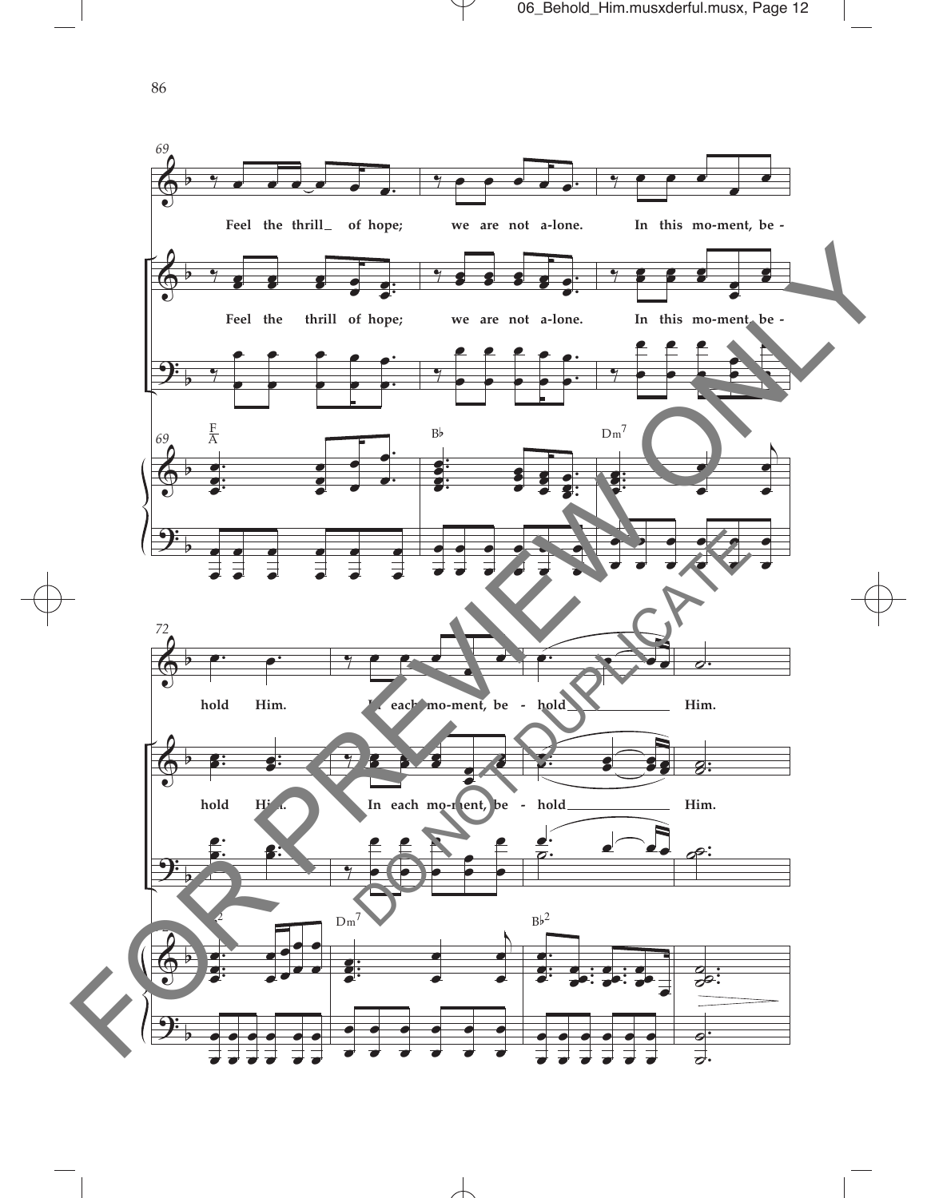69

Feel the thrill_ of hope; we are not a-lone. In this mo-ment, be -

Feel the thrill of hope; we are not a-lone. In this mo-ment, be -

F/A    B♭    Dm7

72

hold Him. In each mo-ment, be - hold_____________ Him.

hold Him. In each mo-ment, be - hold_____________ Him.

B♭2    Dm7    B♭2

FOR PREVIEW ONLY

DO NOT DUPLICATE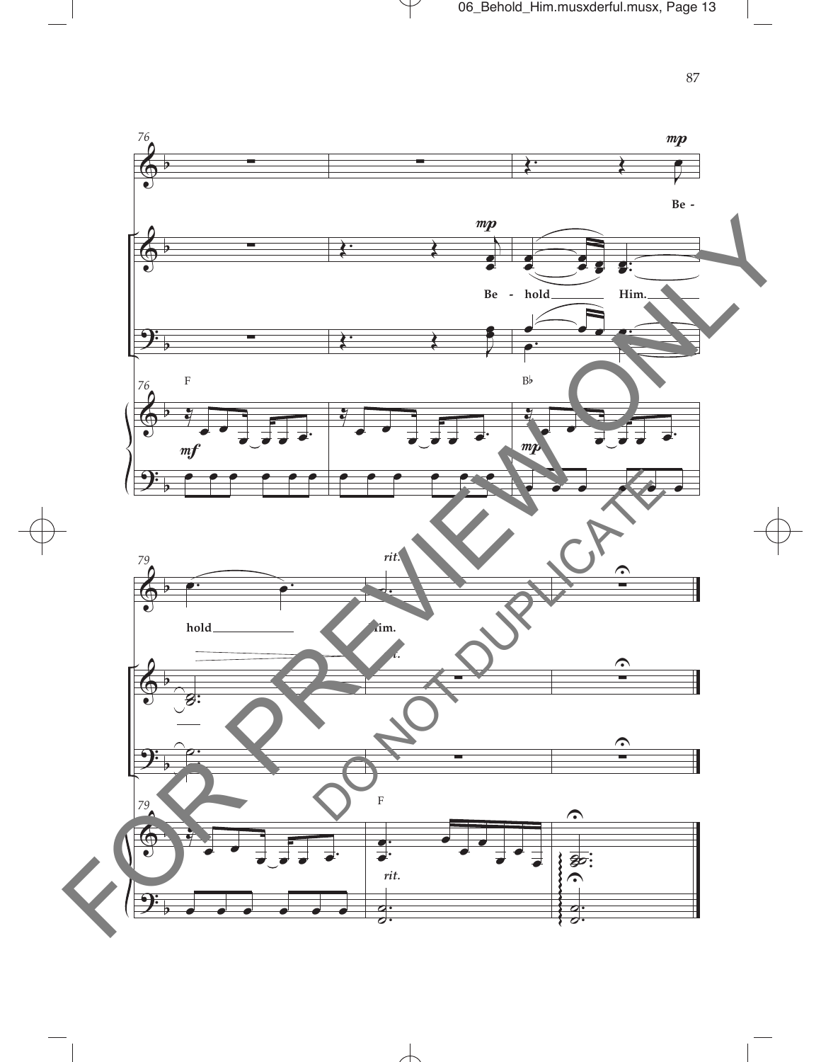76

*mp*

Be - hold Him.

*mp*

Be - hold Him.

F

B♭

*mf*

*mp*

79

*rit.*

hold Him.

F

*rit.*

FOR PREVIEW ONLY

DO NOT DUPLICATE